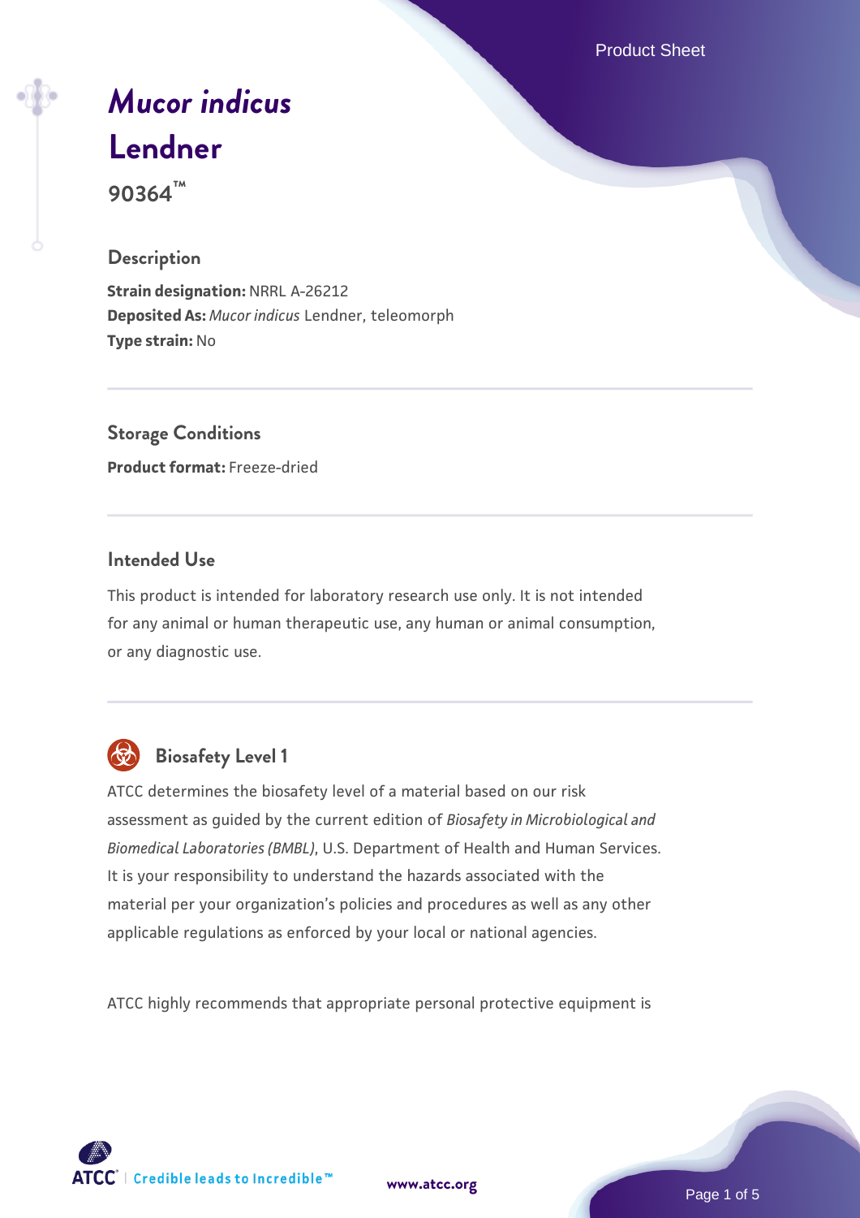# *Mucor indicus* Lendner

**90364™**

## Description

**Strain designation:** NRRL A-26212
**Deposited As:** *Mucor indicus* Lendner, teleomorph
**Type strain:** No

## Storage Conditions

**Product format:** Freeze-dried

## Intended Use

This product is intended for laboratory research use only. It is not intended for any animal or human therapeutic use, any human or animal consumption, or any diagnostic use.

## Biosafety Level 1

ATCC determines the biosafety level of a material based on our risk assessment as guided by the current edition of *Biosafety in Microbiological and Biomedical Laboratories (BMBL)*, U.S. Department of Health and Human Services. It is your responsibility to understand the hazards associated with the material per your organization's policies and procedures as well as any other applicable regulations as enforced by your local or national agencies.

ATCC highly recommends that appropriate personal protective equipment is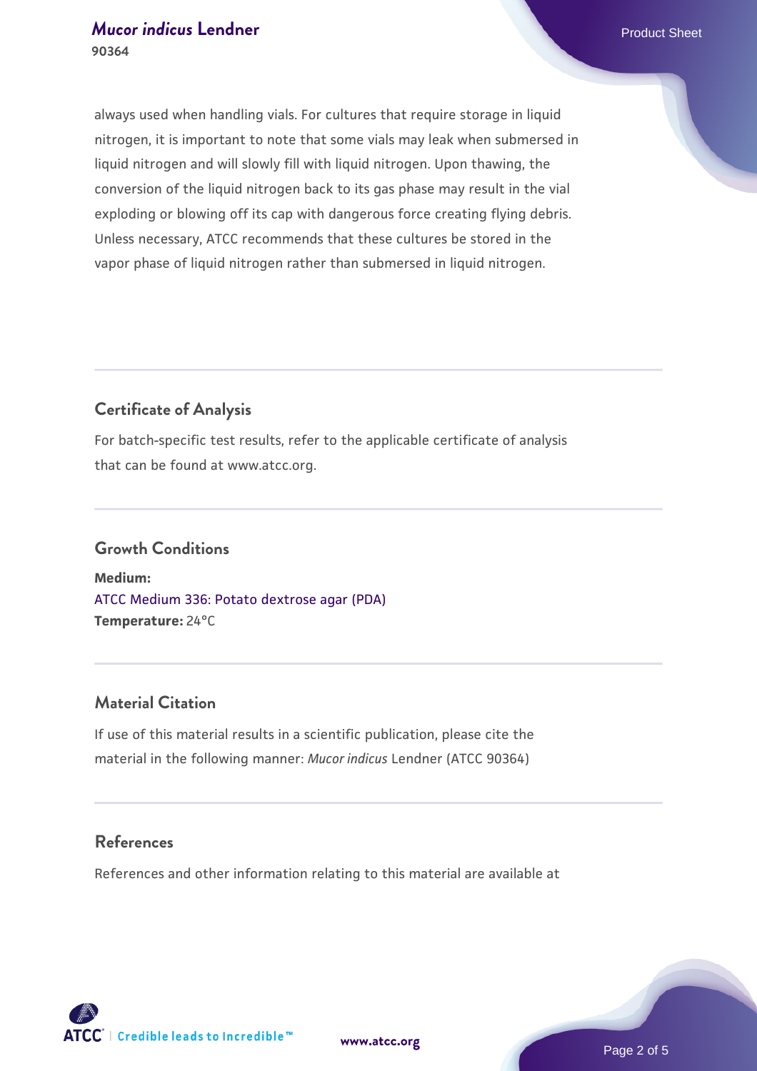always used when handling vials. For cultures that require storage in liquid nitrogen, it is important to note that some vials may leak when submersed in liquid nitrogen and will slowly fill with liquid nitrogen. Upon thawing, the conversion of the liquid nitrogen back to its gas phase may result in the vial exploding or blowing off its cap with dangerous force creating flying debris. Unless necessary, ATCC recommends that these cultures be stored in the vapor phase of liquid nitrogen rather than submersed in liquid nitrogen.

## Certificate of Analysis

For batch-specific test results, refer to the applicable certificate of analysis that can be found at www.atcc.org.

## Growth Conditions

**Medium:**
ATCC Medium 336: Potato dextrose agar (PDA)
**Temperature:** 24°C

## Material Citation

If use of this material results in a scientific publication, please cite the material in the following manner: *Mucor indicus* Lendner (ATCC 90364)

## References

References and other information relating to this material are available at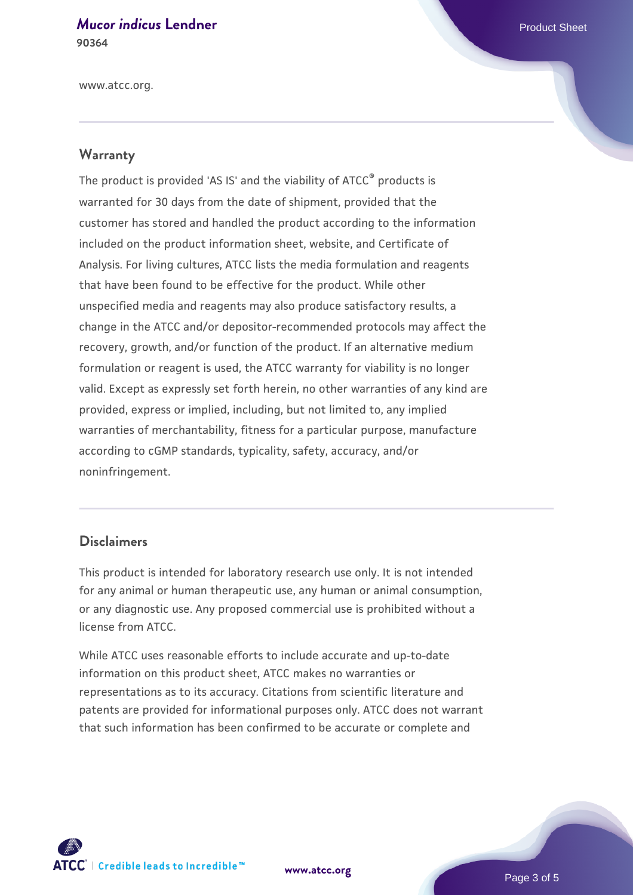www.atcc.org.

## Warranty

The product is provided 'AS IS' and the viability of ATCC® products is warranted for 30 days from the date of shipment, provided that the customer has stored and handled the product according to the information included on the product information sheet, website, and Certificate of Analysis. For living cultures, ATCC lists the media formulation and reagents that have been found to be effective for the product. While other unspecified media and reagents may also produce satisfactory results, a change in the ATCC and/or depositor-recommended protocols may affect the recovery, growth, and/or function of the product. If an alternative medium formulation or reagent is used, the ATCC warranty for viability is no longer valid. Except as expressly set forth herein, no other warranties of any kind are provided, express or implied, including, but not limited to, any implied warranties of merchantability, fitness for a particular purpose, manufacture according to cGMP standards, typicality, safety, accuracy, and/or noninfringement.

## Disclaimers

This product is intended for laboratory research use only. It is not intended for any animal or human therapeutic use, any human or animal consumption, or any diagnostic use. Any proposed commercial use is prohibited without a license from ATCC.

While ATCC uses reasonable efforts to include accurate and up-to-date information on this product sheet, ATCC makes no warranties or representations as to its accuracy. Citations from scientific literature and patents are provided for informational purposes only. ATCC does not warrant that such information has been confirmed to be accurate or complete and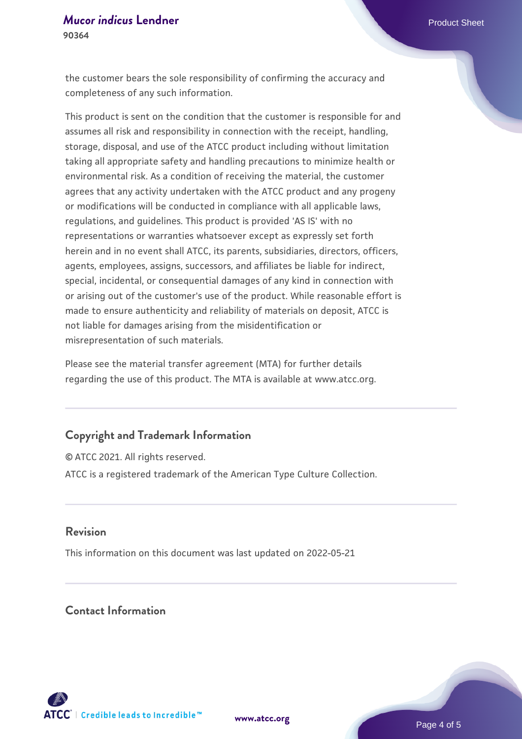the customer bears the sole responsibility of confirming the accuracy and completeness of any such information.

This product is sent on the condition that the customer is responsible for and assumes all risk and responsibility in connection with the receipt, handling, storage, disposal, and use of the ATCC product including without limitation taking all appropriate safety and handling precautions to minimize health or environmental risk. As a condition of receiving the material, the customer agrees that any activity undertaken with the ATCC product and any progeny or modifications will be conducted in compliance with all applicable laws, regulations, and guidelines. This product is provided 'AS IS' with no representations or warranties whatsoever except as expressly set forth herein and in no event shall ATCC, its parents, subsidiaries, directors, officers, agents, employees, assigns, successors, and affiliates be liable for indirect, special, incidental, or consequential damages of any kind in connection with or arising out of the customer's use of the product. While reasonable effort is made to ensure authenticity and reliability of materials on deposit, ATCC is not liable for damages arising from the misidentification or misrepresentation of such materials.

Please see the material transfer agreement (MTA) for further details regarding the use of this product. The MTA is available at www.atcc.org.

## Copyright and Trademark Information

© ATCC 2021. All rights reserved.

ATCC is a registered trademark of the American Type Culture Collection.

## Revision

This information on this document was last updated on 2022-05-21

## Contact Information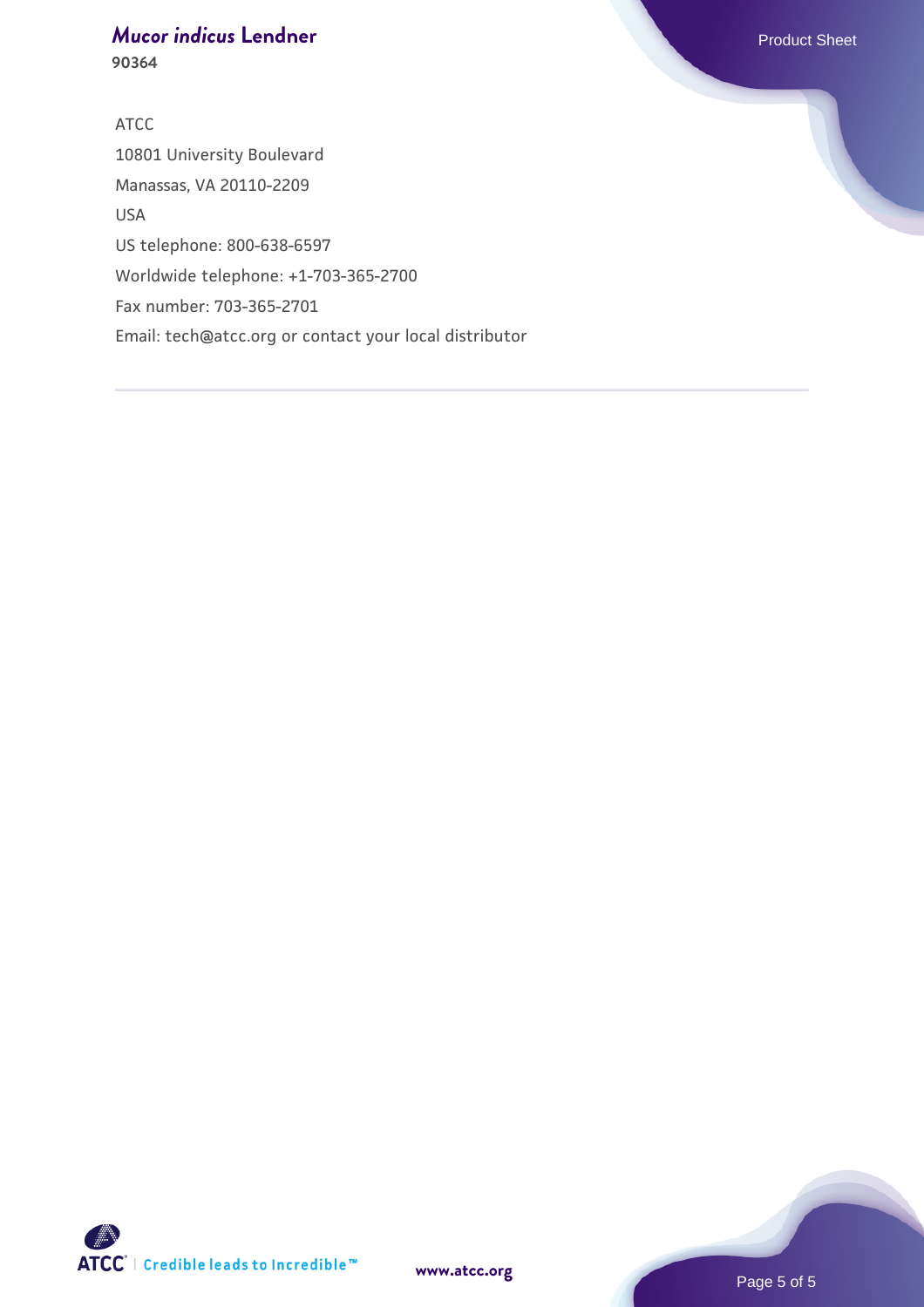ATCC

10801 University Boulevard

Manassas, VA 20110-2209

USA

US telephone: 800-638-6597

Worldwide telephone: +1-703-365-2700

Fax number: 703-365-2701

Email: tech@atcc.org or contact your local distributor